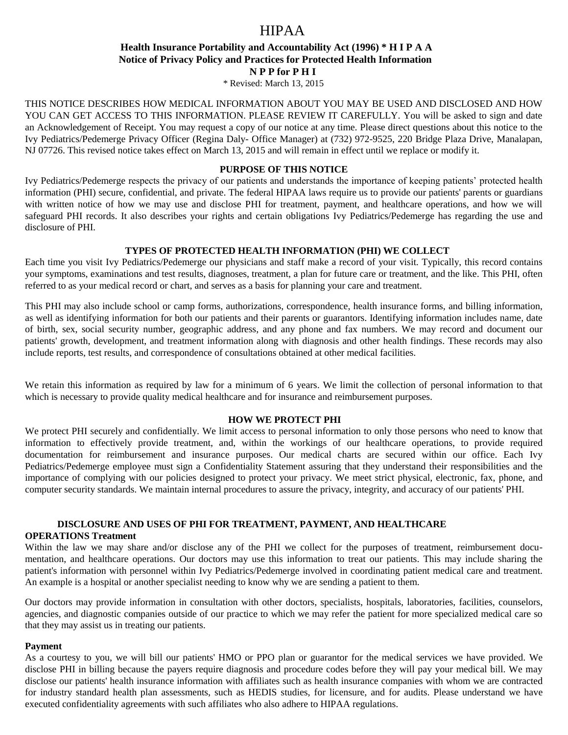# HIPAA

**Health Insurance Portability and Accountability Act (1996) * H I P A A**
**Notice of Privacy Policy and Practices for Protected Health Information**
**N P P for P H I**

* Revised: March 13, 2015

THIS NOTICE DESCRIBES HOW MEDICAL INFORMATION ABOUT YOU MAY BE USED AND DISCLOSED AND HOW YOU CAN GET ACCESS TO THIS INFORMATION. PLEASE REVIEW IT CAREFULLY. You will be asked to sign and date an Acknowledgement of Receipt. You may request a copy of our notice at any time. Please direct questions about this notice to the Ivy Pediatrics/Pedemerge Privacy Officer (Regina Daly- Office Manager) at (732) 972-9525, 220 Bridge Plaza Drive, Manalapan, NJ 07726. This revised notice takes effect on March 13, 2015 and will remain in effect until we replace or modify it.

## PURPOSE OF THIS NOTICE

Ivy Pediatrics/Pedemerge respects the privacy of our patients and understands the importance of keeping patients' protected health information (PHI) secure, confidential, and private. The federal HIPAA laws require us to provide our patients' parents or guardians with written notice of how we may use and disclose PHI for treatment, payment, and healthcare operations, and how we will safeguard PHI records. It also describes your rights and certain obligations Ivy Pediatrics/Pedemerge has regarding the use and disclosure of PHI.

## TYPES OF PROTECTED HEALTH INFORMATION (PHI) WE COLLECT

Each time you visit Ivy Pediatrics/Pedemerge our physicians and staff make a record of your visit. Typically, this record contains your symptoms, examinations and test results, diagnoses, treatment, a plan for future care or treatment, and the like. This PHI, often referred to as your medical record or chart, and serves as a basis for planning your care and treatment.

This PHI may also include school or camp forms, authorizations, correspondence, health insurance forms, and billing information, as well as identifying information for both our patients and their parents or guarantors. Identifying information includes name, date of birth, sex, social security number, geographic address, and any phone and fax numbers. We may record and document our patients' growth, development, and treatment information along with diagnosis and other health findings. These records may also include reports, test results, and correspondence of consultations obtained at other medical facilities.

We retain this information as required by law for a minimum of 6 years. We limit the collection of personal information to that which is necessary to provide quality medical healthcare and for insurance and reimbursement purposes.

## HOW WE PROTECT PHI

We protect PHI securely and confidentially. We limit access to personal information to only those persons who need to know that information to effectively provide treatment, and, within the workings of our healthcare operations, to provide required documentation for reimbursement and insurance purposes. Our medical charts are secured within our office. Each Ivy Pediatrics/Pedemerge employee must sign a Confidentiality Statement assuring that they understand their responsibilities and the importance of complying with our policies designed to protect your privacy. We meet strict physical, electronic, fax, phone, and computer security standards. We maintain internal procedures to assure the privacy, integrity, and accuracy of our patients' PHI.

## DISCLOSURE AND USES OF PHI FOR TREATMENT, PAYMENT, AND HEALTHCARE OPERATIONS

### Treatment

Within the law we may share and/or disclose any of the PHI we collect for the purposes of treatment, reimbursement documentation, and healthcare operations. Our doctors may use this information to treat our patients. This may include sharing the patient's information with personnel within Ivy Pediatrics/Pedemerge involved in coordinating patient medical care and treatment. An example is a hospital or another specialist needing to know why we are sending a patient to them.

Our doctors may provide information in consultation with other doctors, specialists, hospitals, laboratories, facilities, counselors, agencies, and diagnostic companies outside of our practice to which we may refer the patient for more specialized medical care so that they may assist us in treating our patients.

### Payment

As a courtesy to you, we will bill our patients' HMO or PPO plan or guarantor for the medical services we have provided. We disclose PHI in billing because the payers require diagnosis and procedure codes before they will pay your medical bill. We may disclose our patients' health insurance information with affiliates such as health insurance companies with whom we are contracted for industry standard health plan assessments, such as HEDIS studies, for licensure, and for audits. Please understand we have executed confidentiality agreements with such affiliates who also adhere to HIPAA regulations.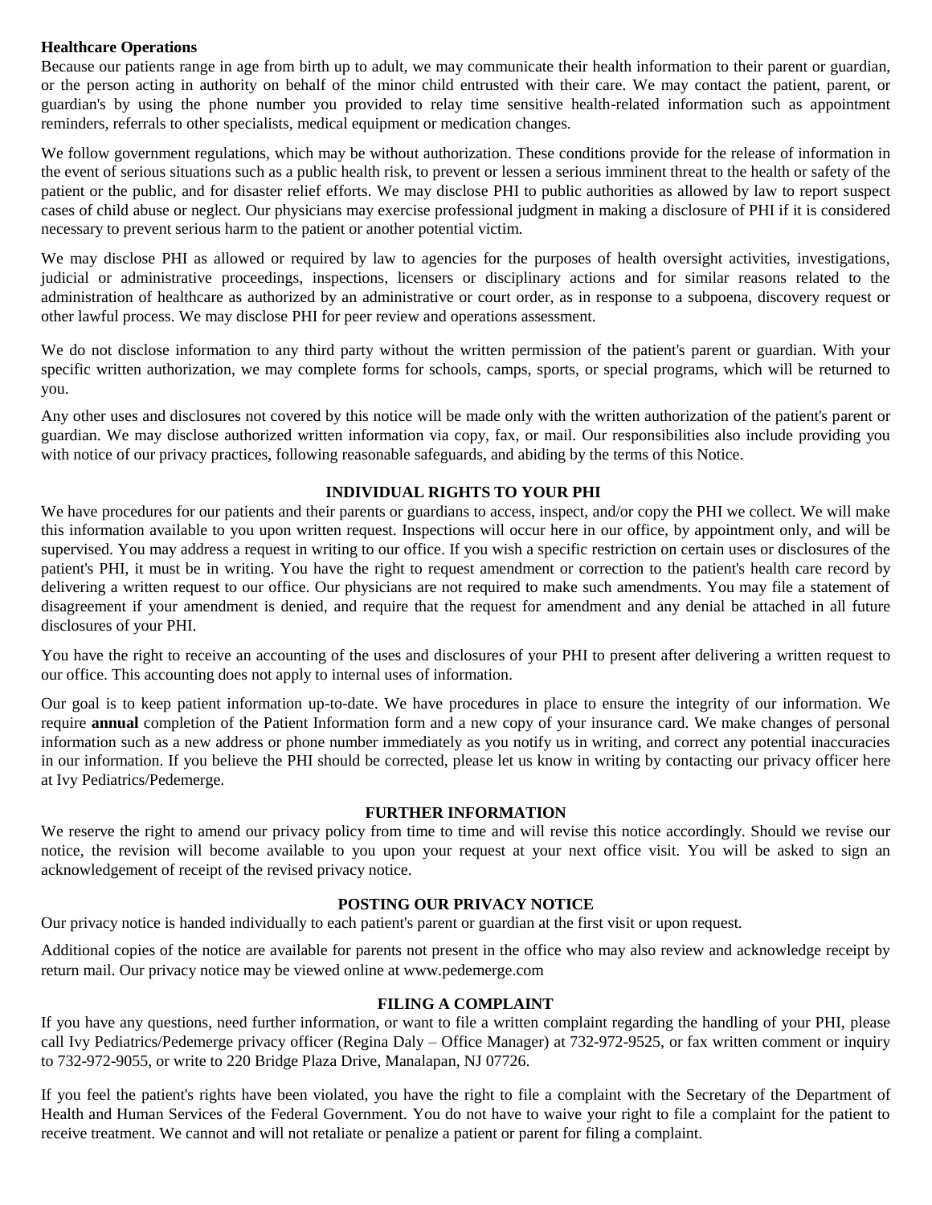**Healthcare Operations**

Because our patients range in age from birth up to adult, we may communicate their health information to their parent or guardian, or the person acting in authority on behalf of the minor child entrusted with their care. We may contact the patient, parent, or guardian's by using the phone number you provided to relay time sensitive health-related information such as appointment reminders, referrals to other specialists, medical equipment or medication changes.

We follow government regulations, which may be without authorization. These conditions provide for the release of information in the event of serious situations such as a public health risk, to prevent or lessen a serious imminent threat to the health or safety of the patient or the public, and for disaster relief efforts. We may disclose PHI to public authorities as allowed by law to report suspect cases of child abuse or neglect. Our physicians may exercise professional judgment in making a disclosure of PHI if it is considered necessary to prevent serious harm to the patient or another potential victim.

We may disclose PHI as allowed or required by law to agencies for the purposes of health oversight activities, investigations, judicial or administrative proceedings, inspections, licensers or disciplinary actions and for similar reasons related to the administration of healthcare as authorized by an administrative or court order, as in response to a subpoena, discovery request or other lawful process. We may disclose PHI for peer review and operations assessment.

We do not disclose information to any third party without the written permission of the patient's parent or guardian. With your specific written authorization, we may complete forms for schools, camps, sports, or special programs, which will be returned to you.

Any other uses and disclosures not covered by this notice will be made only with the written authorization of the patient's parent or guardian. We may disclose authorized written information via copy, fax, or mail. Our responsibilities also include providing you with notice of our privacy practices, following reasonable safeguards, and abiding by the terms of this Notice.

## INDIVIDUAL RIGHTS TO YOUR PHI

We have procedures for our patients and their parents or guardians to access, inspect, and/or copy the PHI we collect. We will make this information available to you upon written request. Inspections will occur here in our office, by appointment only, and will be supervised. You may address a request in writing to our office. If you wish a specific restriction on certain uses or disclosures of the patient's PHI, it must be in writing. You have the right to request amendment or correction to the patient's health care record by delivering a written request to our office. Our physicians are not required to make such amendments. You may file a statement of disagreement if your amendment is denied, and require that the request for amendment and any denial be attached in all future disclosures of your PHI.

You have the right to receive an accounting of the uses and disclosures of your PHI to present after delivering a written request to our office. This accounting does not apply to internal uses of information.

Our goal is to keep patient information up-to-date. We have procedures in place to ensure the integrity of our information. We require **annual** completion of the Patient Information form and a new copy of your insurance card. We make changes of personal information such as a new address or phone number immediately as you notify us in writing, and correct any potential inaccuracies in our information. If you believe the PHI should be corrected, please let us know in writing by contacting our privacy officer here at Ivy Pediatrics/Pedemerge.

## FURTHER INFORMATION

We reserve the right to amend our privacy policy from time to time and will revise this notice accordingly. Should we revise our notice, the revision will become available to you upon your request at your next office visit. You will be asked to sign an acknowledgement of receipt of the revised privacy notice.

## POSTING OUR PRIVACY NOTICE

Our privacy notice is handed individually to each patient's parent or guardian at the first visit or upon request.

Additional copies of the notice are available for parents not present in the office who may also review and acknowledge receipt by return mail. Our privacy notice may be viewed online at www.pedemerge.com

## FILING A COMPLAINT

If you have any questions, need further information, or want to file a written complaint regarding the handling of your PHI, please call Ivy Pediatrics/Pedemerge privacy officer (Regina Daly – Office Manager) at 732-972-9525, or fax written comment or inquiry to 732-972-9055, or write to 220 Bridge Plaza Drive, Manalapan, NJ 07726.

If you feel the patient's rights have been violated, you have the right to file a complaint with the Secretary of the Department of Health and Human Services of the Federal Government. You do not have to waive your right to file a complaint for the patient to receive treatment. We cannot and will not retaliate or penalize a patient or parent for filing a complaint.